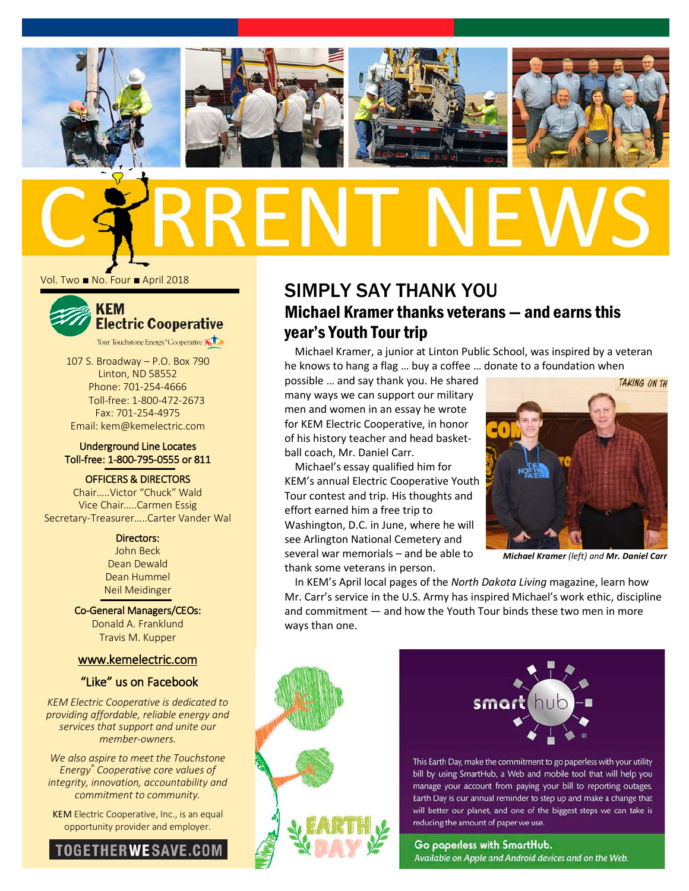# CURRENT NEWS

Vol. Two ■ No. Four ■ April 2018

**KEM Electric Cooperative**

Your Touchstone Energy® Cooperative

107 S. Broadway – P.O. Box 790
Linton, ND 58552
Phone: 701-254-4666
Toll-free: 1-800-472-2673
Fax: 701-254-4975
Email: kem@kemelectric.com

Underground Line Locates
Toll-free: 1-800-795-0555 or 811

OFFICERS & DIRECTORS
Chair.....Victor "Chuck" Wald
Vice Chair.....Carmen Essig
Secretary-Treasurer.....Carter Vander Wal

Directors:
John Beck
Dean Dewald
Dean Hummel
Neil Meidinger

Co-General Managers/CEOs:
Donald A. Franklund
Travis M. Kupper

www.kemelectric.com

"Like" us on Facebook

*KEM Electric Cooperative is dedicated to providing affordable, reliable energy and services that support and unite our member-owners.*

*We also aspire to meet the Touchstone Energy® Cooperative core values of integrity, innovation, accountability and commitment to community.*

KEM Electric Cooperative, Inc., is an equal opportunity provider and employer.

**TOGETHERWESAVE.COM**

## SIMPLY SAY THANK YOU

### Michael Kramer thanks veterans — and earns this year's Youth Tour trip

Michael Kramer, a junior at Linton Public School, was inspired by a veteran he knows to hang a flag … buy a coffee … donate to a foundation when possible … and say thank you. He shared many ways we can support our military men and women in an essay he wrote for KEM Electric Cooperative, in honor of his history teacher and head basketball coach, Mr. Daniel Carr.

Michael's essay qualified him for KEM's annual Electric Cooperative Youth Tour contest and trip. His thoughts and effort earned him a free trip to Washington, D.C. in June, where he will see Arlington National Cemetery and several war memorials – and be able to thank some veterans in person.

***Michael Kramer** (left) and **Mr. Daniel Carr***

In KEM's April local pages of the *North Dakota Living* magazine, learn how Mr. Carr's service in the U.S. Army has inspired Michael's work ethic, discipline and commitment — and how the Youth Tour binds these two men in more ways than one.

EARTH DAY

**smart hub**

This Earth Day, make the commitment to go paperless with your utility bill by using SmartHub, a Web and mobile tool that will help you manage your account from paying your bill to reporting outages. Earth Day is our annual reminder to step up and make a change that will better our planet, and one of the biggest steps we can take is reducing the amount of paper we use.

**Go paperless with SmartHub.**
*Available on Apple and Android devices and on the Web.*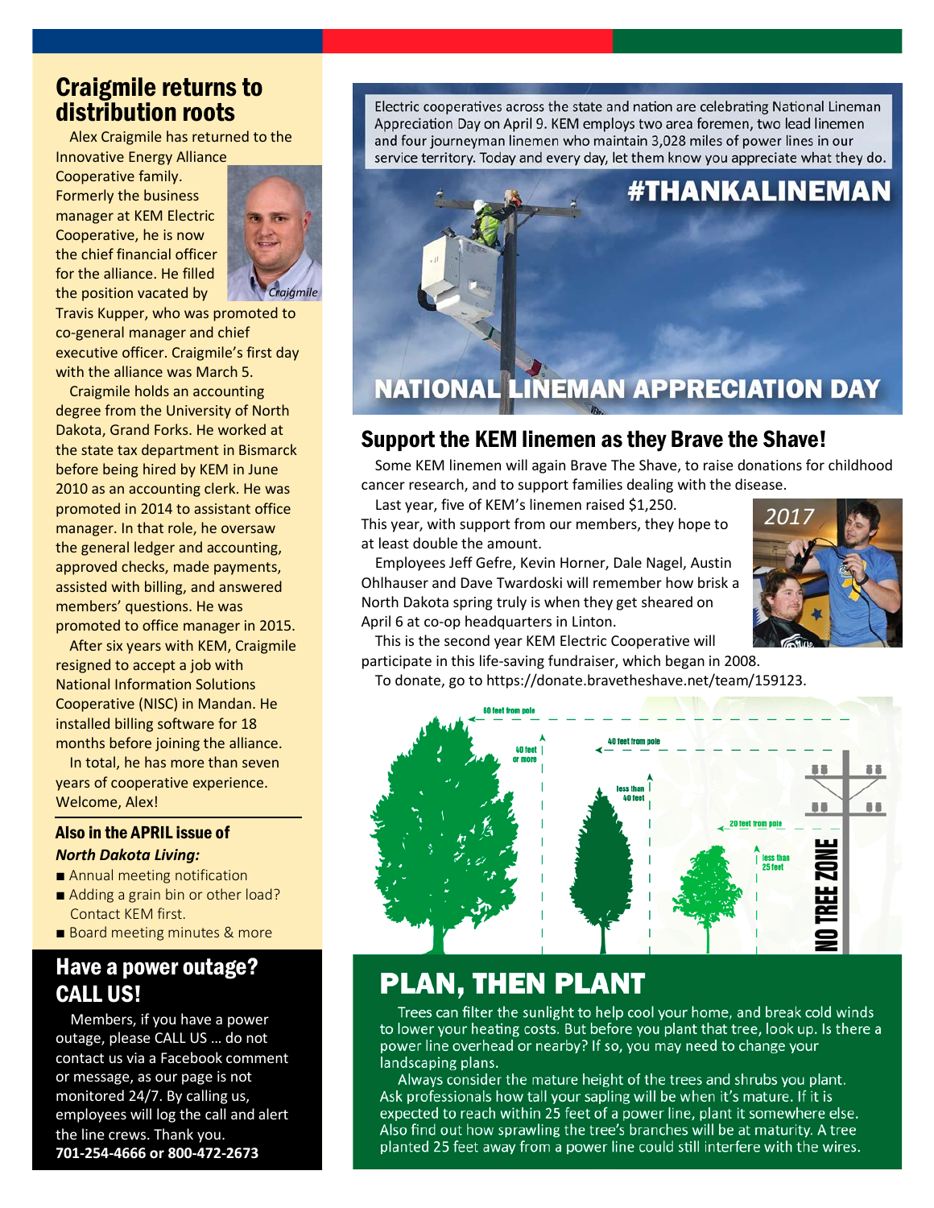## Craigmile returns to distribution roots

Alex Craigmile has returned to the Innovative Energy Alliance Cooperative family. Formerly the business manager at KEM Electric Cooperative, he is now the chief financial officer for the alliance. He filled the position vacated by Travis Kupper, who was promoted to co-general manager and chief executive officer. Craigmile's first day with the alliance was March 5.

*Craigmile*

Craigmile holds an accounting degree from the University of North Dakota, Grand Forks. He worked at the state tax department in Bismarck before being hired by KEM in June 2010 as an accounting clerk. He was promoted in 2014 to assistant office manager. In that role, he oversaw the general ledger and accounting, approved checks, made payments, assisted with billing, and answered members' questions. He was promoted to office manager in 2015.

After six years with KEM, Craigmile resigned to accept a job with National Information Solutions Cooperative (NISC) in Mandan. He installed billing software for 18 months before joining the alliance.

In total, he has more than seven years of cooperative experience. Welcome, Alex!

### Also in the APRIL issue of *North Dakota Living:*

- Annual meeting notification
- Adding a grain bin or other load? Contact KEM first.
- Board meeting minutes & more

## Have a power outage? CALL US!

Members, if you have a power outage, please CALL US … do not contact us via a Facebook comment or message, as our page is not monitored 24/7. By calling us, employees will log the call and alert the line crews. Thank you.
**701-254-4666 or 800-472-2673**

Electric cooperatives across the state and nation are celebrating National Lineman Appreciation Day on April 9. KEM employs two area foremen, two lead linemen and four journeyman linemen who maintain 3,028 miles of power lines in our service territory. Today and every day, let them know you appreciate what they do.

**#THANKALINEMAN**

**NATIONAL LINEMAN APPRECIATION DAY**

## Support the KEM linemen as they Brave the Shave!

Some KEM linemen will again Brave The Shave, to raise donations for childhood cancer research, and to support families dealing with the disease.

Last year, five of KEM's linemen raised $1,250. This year, with support from our members, they hope to at least double the amount.

*2017*

Employees Jeff Gefre, Kevin Horner, Dale Nagel, Austin Ohlhauser and Dave Twardoski will remember how brisk a North Dakota spring truly is when they get sheared on April 6 at co-op headquarters in Linton.

This is the second year KEM Electric Cooperative will participate in this life-saving fundraiser, which began in 2008.

To donate, go to https://donate.bravetheshave.net/team/159123.

60 feet from pole
40 feet or more
40 feet from pole
less than 40 feet
20 feet from pole
less than 25 feet
NO TREE ZONE

## PLAN, THEN PLANT

Trees can filter the sunlight to help cool your home, and break cold winds to lower your heating costs. But before you plant that tree, look up. Is there a power line overhead or nearby? If so, you may need to change your landscaping plans.

Always consider the mature height of the trees and shrubs you plant. Ask professionals how tall your sapling will be when it's mature. If it is expected to reach within 25 feet of a power line, plant it somewhere else. Also find out how sprawling the tree's branches will be at maturity. A tree planted 25 feet away from a power line could still interfere with the wires.